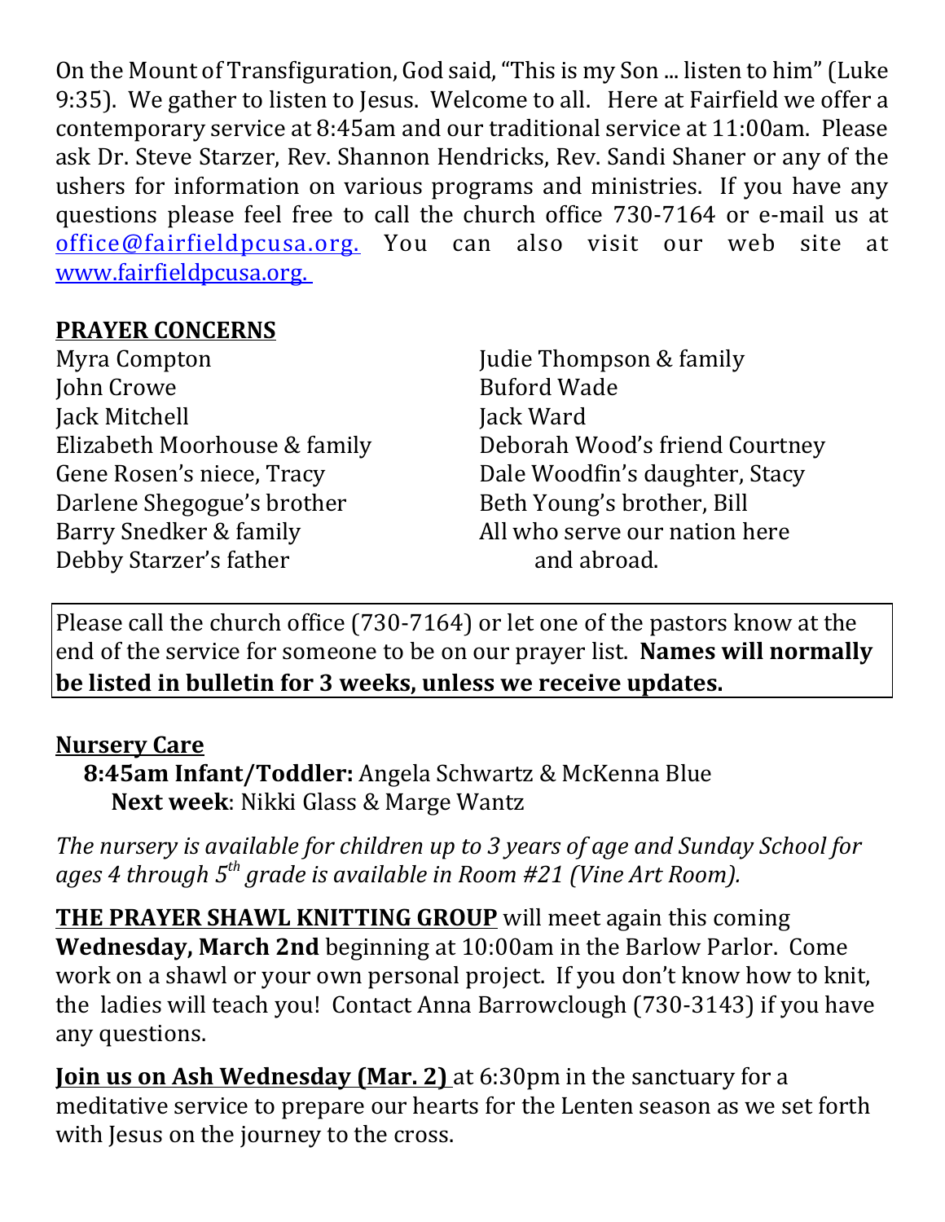On the Mount of Transfiguration, God said, "This is my Son ... listen to him" (Luke 9:35). We gather to listen to Jesus. Welcome to all. Here at Fairfield we offer a contemporary service at 8:45am and our traditional service at 11:00am. Please ask Dr. Steve Starzer, Rev. Shannon Hendricks, Rev. Sandi Shaner or any of the ushers for information on various programs and ministries. If you have any questions please feel free to call the church office 730-7164 or e-mail us at office@fairfieldpcusa.org. You can also visit our web site at www.fairfieldpcusa.org.

**PRAYER CONCERNS**

Myra Compton
John Crowe
Jack Mitchell
Elizabeth Moorhouse & family
Gene Rosen's niece, Tracy
Darlene Shegogue's brother
Barry Snedker & family
Debby Starzer's father
Judie Thompson & family
Buford Wade
Jack Ward
Deborah Wood's friend Courtney
Dale Woodfin's daughter, Stacy
Beth Young's brother, Bill
All who serve our nation here and abroad.

Please call the church office (730-7164) or let one of the pastors know at the end of the service for someone to be on our prayer list. **Names will normally be listed in bulletin for 3 weeks, unless we receive updates.**

**Nursery Care**

**8:45am Infant/Toddler:** Angela Schwartz & McKenna Blue
**Next week**: Nikki Glass & Marge Wantz

*The nursery is available for children up to 3 years of age and Sunday School for ages 4 through 5th grade is available in Room #21 (Vine Art Room).*

**THE PRAYER SHAWL KNITTING GROUP** will meet again this coming **Wednesday, March 2nd** beginning at 10:00am in the Barlow Parlor. Come work on a shawl or your own personal project. If you don't know how to knit, the ladies will teach you! Contact Anna Barrowclough (730-3143) if you have any questions.

**Join us on Ash Wednesday (Mar. 2)** at 6:30pm in the sanctuary for a meditative service to prepare our hearts for the Lenten season as we set forth with Jesus on the journey to the cross.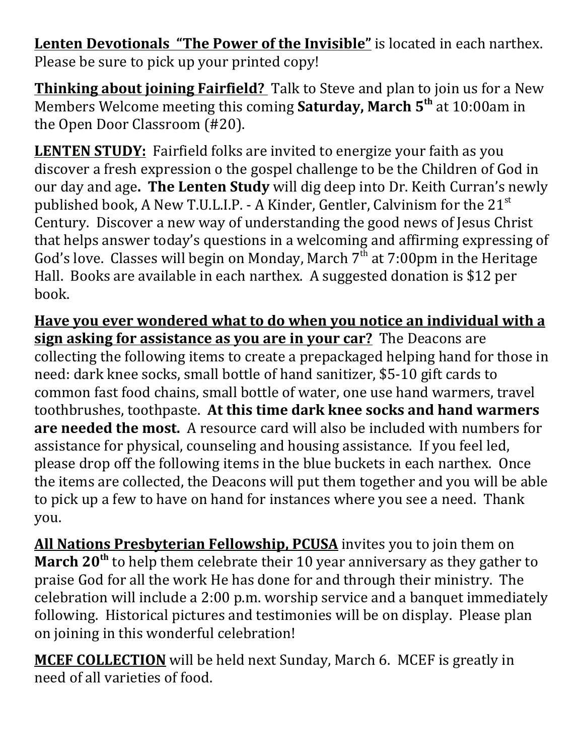**Lenten Devotionals "The Power of the Invisible"** is located in each narthex. Please be sure to pick up your printed copy!

**Thinking about joining Fairfield?** Talk to Steve and plan to join us for a New Members Welcome meeting this coming **Saturday, March 5th** at 10:00am in the Open Door Classroom (#20).

**LENTEN STUDY:** Fairfield folks are invited to energize your faith as you discover a fresh expression o the gospel challenge to be the Children of God in our day and age**. The Lenten Study** will dig deep into Dr. Keith Curran's newly published book, A New T.U.L.I.P. - A Kinder, Gentler, Calvinism for the 21st Century. Discover a new way of understanding the good news of Jesus Christ that helps answer today's questions in a welcoming and affirming expressing of God's love. Classes will begin on Monday, March 7th at 7:00pm in the Heritage Hall. Books are available in each narthex. A suggested donation is $12 per book.

**Have you ever wondered what to do when you notice an individual with a sign asking for assistance as you are in your car?** The Deacons are collecting the following items to create a prepackaged helping hand for those in need: dark knee socks, small bottle of hand sanitizer, $5-10 gift cards to common fast food chains, small bottle of water, one use hand warmers, travel toothbrushes, toothpaste. **At this time dark knee socks and hand warmers are needed the most.** A resource card will also be included with numbers for assistance for physical, counseling and housing assistance. If you feel led, please drop off the following items in the blue buckets in each narthex. Once the items are collected, the Deacons will put them together and you will be able to pick up a few to have on hand for instances where you see a need. Thank you.

**All Nations Presbyterian Fellowship, PCUSA** invites you to join them on **March 20th** to help them celebrate their 10 year anniversary as they gather to praise God for all the work He has done for and through their ministry. The celebration will include a 2:00 p.m. worship service and a banquet immediately following. Historical pictures and testimonies will be on display. Please plan on joining in this wonderful celebration!

**MCEF COLLECTION** will be held next Sunday, March 6. MCEF is greatly in need of all varieties of food.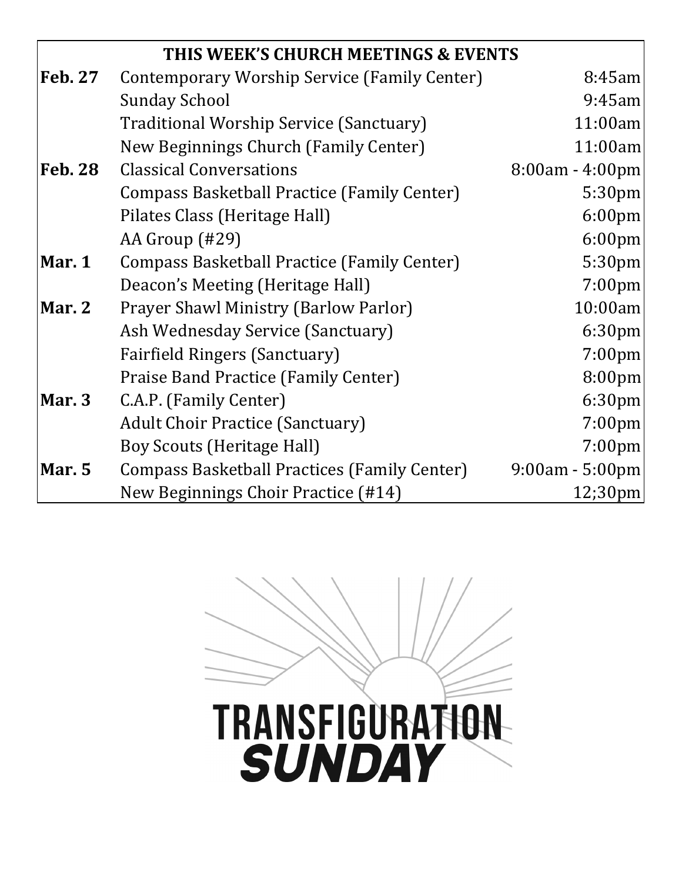| THIS WEEK'S CHURCH MEETINGS & EVENTS | | |
|---|---|---|
| **Feb. 27** | Contemporary Worship Service (Family Center) | 8:45am |
| | Sunday School | 9:45am |
| | Traditional Worship Service (Sanctuary) | 11:00am |
| | New Beginnings Church (Family Center) | 11:00am |
| **Feb. 28** | Classical Conversations | 8:00am - 4:00pm |
| | Compass Basketball Practice (Family Center) | 5:30pm |
| | Pilates Class (Heritage Hall) | 6:00pm |
| | AA Group (#29) | 6:00pm |
| **Mar. 1** | Compass Basketball Practice (Family Center) | 5:30pm |
| | Deacon's Meeting (Heritage Hall) | 7:00pm |
| **Mar. 2** | Prayer Shawl Ministry (Barlow Parlor) | 10:00am |
| | Ash Wednesday Service (Sanctuary) | 6:30pm |
| | Fairfield Ringers (Sanctuary) | 7:00pm |
| | Praise Band Practice (Family Center) | 8:00pm |
| **Mar. 3** | C.A.P. (Family Center) | 6:30pm |
| | Adult Choir Practice (Sanctuary) | 7:00pm |
| | Boy Scouts (Heritage Hall) | 7:00pm |
| **Mar. 5** | Compass Basketball Practices (Family Center) | 9:00am - 5:00pm |
| | New Beginnings Choir Practice (#14) | 12;30pm |

TRANSFIGURATION
*SUNDAY*